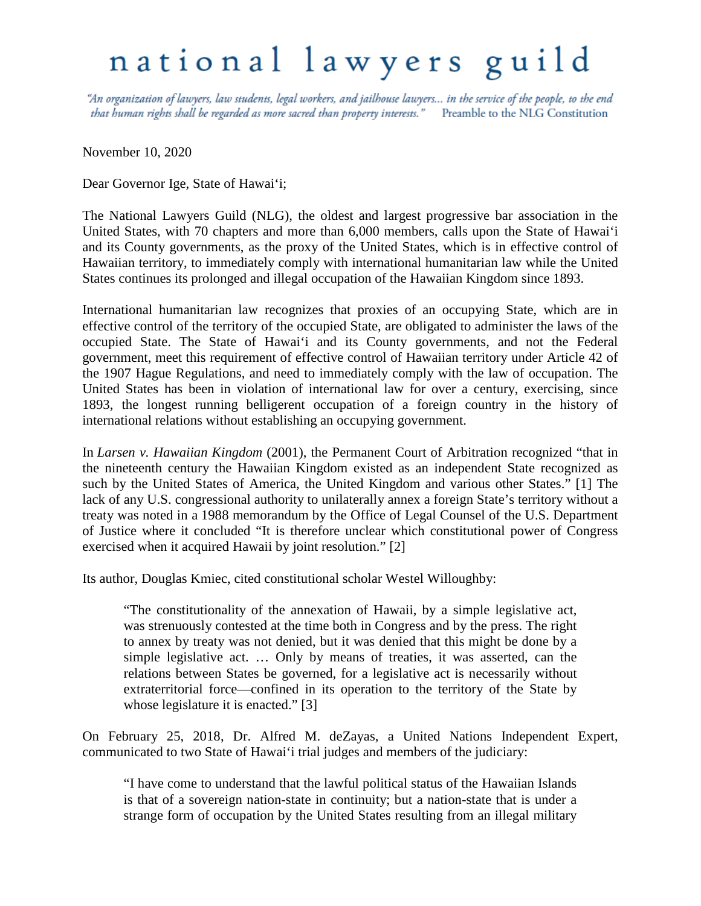# national lawyers guild

*"An organization of lawyers, law students, legal workers, and jailhouse lawyers... in the service of the people, to the end that human rights shall be regarded as more sacred than property interests."* Preamble to the NLG Constitution

November 10, 2020

Dear Governor Ige, State of Hawai'i;

The National Lawyers Guild (NLG), the oldest and largest progressive bar association in the United States, with 70 chapters and more than 6,000 members, calls upon the State of Hawai'i and its County governments, as the proxy of the United States, which is in effective control of Hawaiian territory, to immediately comply with international humanitarian law while the United States continues its prolonged and illegal occupation of the Hawaiian Kingdom since 1893.

International humanitarian law recognizes that proxies of an occupying State, which are in effective control of the territory of the occupied State, are obligated to administer the laws of the occupied State. The State of Hawai'i and its County governments, and not the Federal government, meet this requirement of effective control of Hawaiian territory under Article 42 of the 1907 Hague Regulations, and need to immediately comply with the law of occupation. The United States has been in violation of international law for over a century, exercising, since 1893, the longest running belligerent occupation of a foreign country in the history of international relations without establishing an occupying government.

In *Larsen v. Hawaiian Kingdom* (2001), the Permanent Court of Arbitration recognized "that in the nineteenth century the Hawaiian Kingdom existed as an independent State recognized as such by the United States of America, the United Kingdom and various other States." [1] The lack of any U.S. congressional authority to unilaterally annex a foreign State's territory without a treaty was noted in a 1988 memorandum by the Office of Legal Counsel of the U.S. Department of Justice where it concluded "It is therefore unclear which constitutional power of Congress exercised when it acquired Hawaii by joint resolution." [2]

Its author, Douglas Kmiec, cited constitutional scholar Westel Willoughby:

> "The constitutionality of the annexation of Hawaii, by a simple legislative act, was strenuously contested at the time both in Congress and by the press. The right to annex by treaty was not denied, but it was denied that this might be done by a simple legislative act. … Only by means of treaties, it was asserted, can the relations between States be governed, for a legislative act is necessarily without extraterritorial force—confined in its operation to the territory of the State by whose legislature it is enacted." [3]

On February 25, 2018, Dr. Alfred M. deZayas, a United Nations Independent Expert, communicated to two State of Hawai'i trial judges and members of the judiciary:

> "I have come to understand that the lawful political status of the Hawaiian Islands is that of a sovereign nation-state in continuity; but a nation-state that is under a strange form of occupation by the United States resulting from an illegal military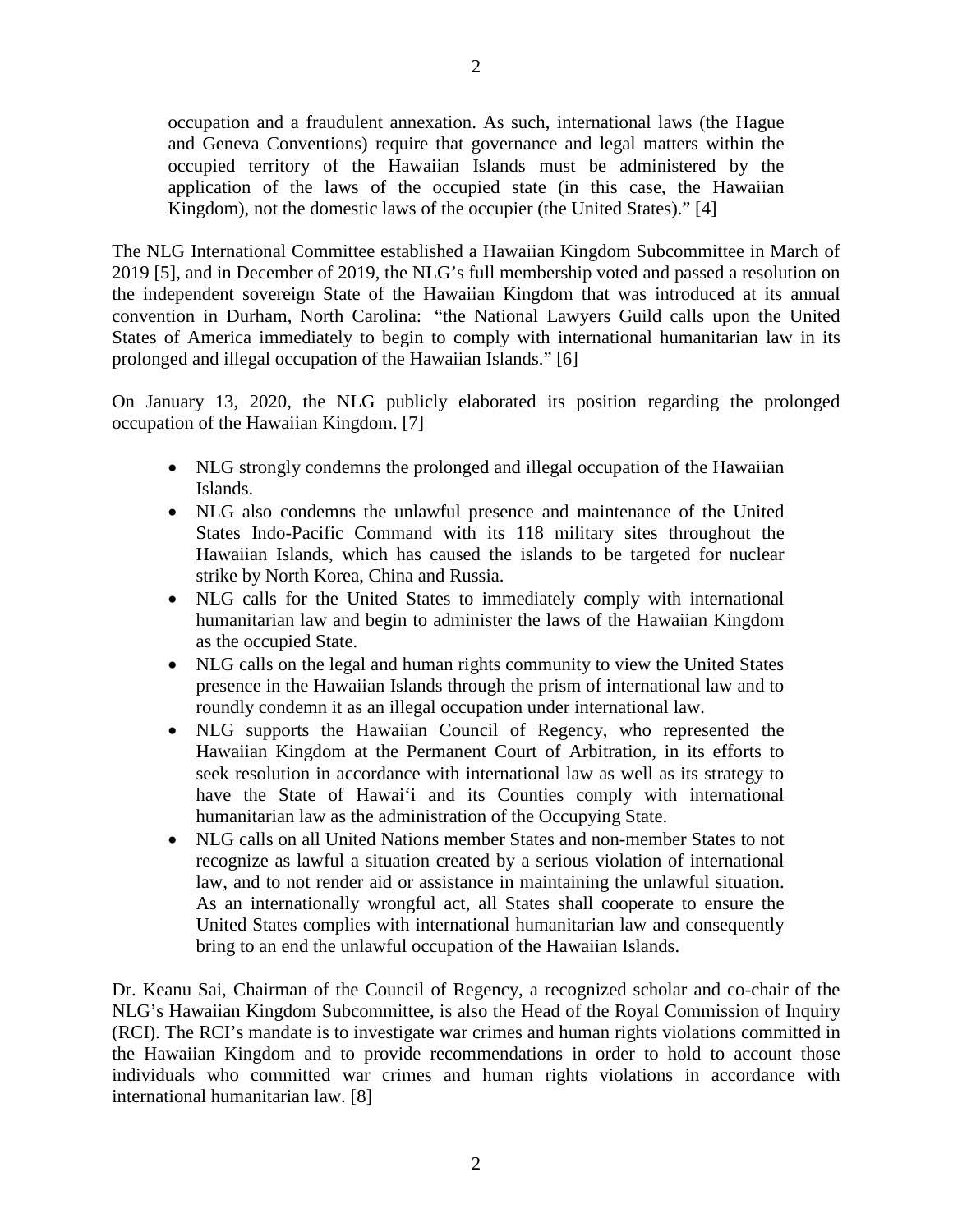occupation and a fraudulent annexation. As such, international laws (the Hague and Geneva Conventions) require that governance and legal matters within the occupied territory of the Hawaiian Islands must be administered by the application of the laws of the occupied state (in this case, the Hawaiian Kingdom), not the domestic laws of the occupier (the United States)." [4]

The NLG International Committee established a Hawaiian Kingdom Subcommittee in March of 2019 [5], and in December of 2019, the NLG's full membership voted and passed a resolution on the independent sovereign State of the Hawaiian Kingdom that was introduced at its annual convention in Durham, North Carolina: "the National Lawyers Guild calls upon the United States of America immediately to begin to comply with international humanitarian law in its prolonged and illegal occupation of the Hawaiian Islands." [6]

On January 13, 2020, the NLG publicly elaborated its position regarding the prolonged occupation of the Hawaiian Kingdom. [7]

- NLG strongly condemns the prolonged and illegal occupation of the Hawaiian Islands.
- NLG also condemns the unlawful presence and maintenance of the United States Indo-Pacific Command with its 118 military sites throughout the Hawaiian Islands, which has caused the islands to be targeted for nuclear strike by North Korea, China and Russia.
- NLG calls for the United States to immediately comply with international humanitarian law and begin to administer the laws of the Hawaiian Kingdom as the occupied State.
- NLG calls on the legal and human rights community to view the United States presence in the Hawaiian Islands through the prism of international law and to roundly condemn it as an illegal occupation under international law.
- NLG supports the Hawaiian Council of Regency, who represented the Hawaiian Kingdom at the Permanent Court of Arbitration, in its efforts to seek resolution in accordance with international law as well as its strategy to have the State of Hawai'i and its Counties comply with international humanitarian law as the administration of the Occupying State.
- NLG calls on all United Nations member States and non-member States to not recognize as lawful a situation created by a serious violation of international law, and to not render aid or assistance in maintaining the unlawful situation. As an internationally wrongful act, all States shall cooperate to ensure the United States complies with international humanitarian law and consequently bring to an end the unlawful occupation of the Hawaiian Islands.

Dr. Keanu Sai, Chairman of the Council of Regency, a recognized scholar and co-chair of the NLG's Hawaiian Kingdom Subcommittee, is also the Head of the Royal Commission of Inquiry (RCI). The RCI's mandate is to investigate war crimes and human rights violations committed in the Hawaiian Kingdom and to provide recommendations in order to hold to account those individuals who committed war crimes and human rights violations in accordance with international humanitarian law. [8]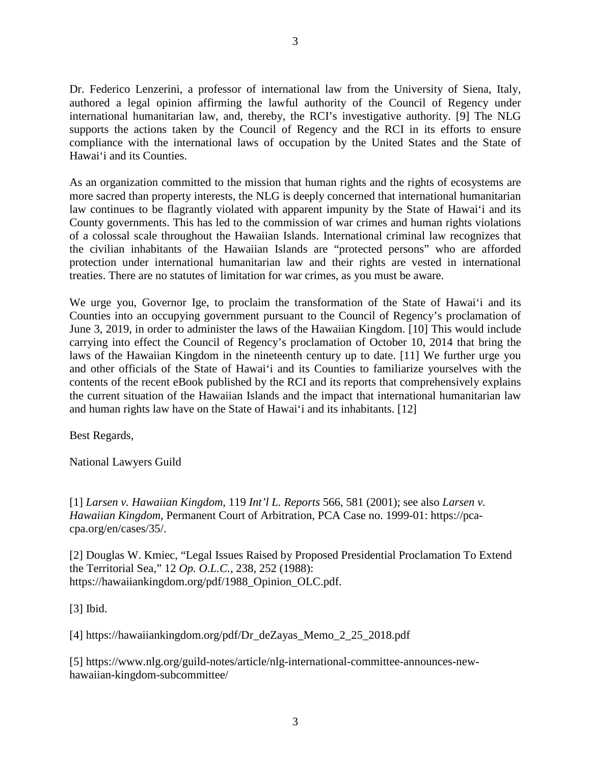Dr. Federico Lenzerini, a professor of international law from the University of Siena, Italy, authored a legal opinion affirming the lawful authority of the Council of Regency under international humanitarian law, and, thereby, the RCI's investigative authority. [9] The NLG supports the actions taken by the Council of Regency and the RCI in its efforts to ensure compliance with the international laws of occupation by the United States and the State of Hawai'i and its Counties.

As an organization committed to the mission that human rights and the rights of ecosystems are more sacred than property interests, the NLG is deeply concerned that international humanitarian law continues to be flagrantly violated with apparent impunity by the State of Hawai'i and its County governments. This has led to the commission of war crimes and human rights violations of a colossal scale throughout the Hawaiian Islands. International criminal law recognizes that the civilian inhabitants of the Hawaiian Islands are "protected persons" who are afforded protection under international humanitarian law and their rights are vested in international treaties. There are no statutes of limitation for war crimes, as you must be aware.

We urge you, Governor Ige, to proclaim the transformation of the State of Hawai'i and its Counties into an occupying government pursuant to the Council of Regency's proclamation of June 3, 2019, in order to administer the laws of the Hawaiian Kingdom. [10] This would include carrying into effect the Council of Regency's proclamation of October 10, 2014 that bring the laws of the Hawaiian Kingdom in the nineteenth century up to date. [11] We further urge you and other officials of the State of Hawai'i and its Counties to familiarize yourselves with the contents of the recent eBook published by the RCI and its reports that comprehensively explains the current situation of the Hawaiian Islands and the impact that international humanitarian law and human rights law have on the State of Hawai'i and its inhabitants. [12]

Best Regards,

National Lawyers Guild

[1] *Larsen v. Hawaiian Kingdom*, 119 *Int'l L. Reports* 566, 581 (2001); see also *Larsen v. Hawaiian Kingdom*, Permanent Court of Arbitration, PCA Case no. 1999-01: https://pca-cpa.org/en/cases/35/.

[2] Douglas W. Kmiec, "Legal Issues Raised by Proposed Presidential Proclamation To Extend the Territorial Sea," 12 *Op. O.L.C.*, 238, 252 (1988): https://hawaiiankingdom.org/pdf/1988_Opinion_OLC.pdf.

[3] Ibid.

[4] https://hawaiiankingdom.org/pdf/Dr_deZayas_Memo_2_25_2018.pdf

[5] https://www.nlg.org/guild-notes/article/nlg-international-committee-announces-new-hawaiian-kingdom-subcommittee/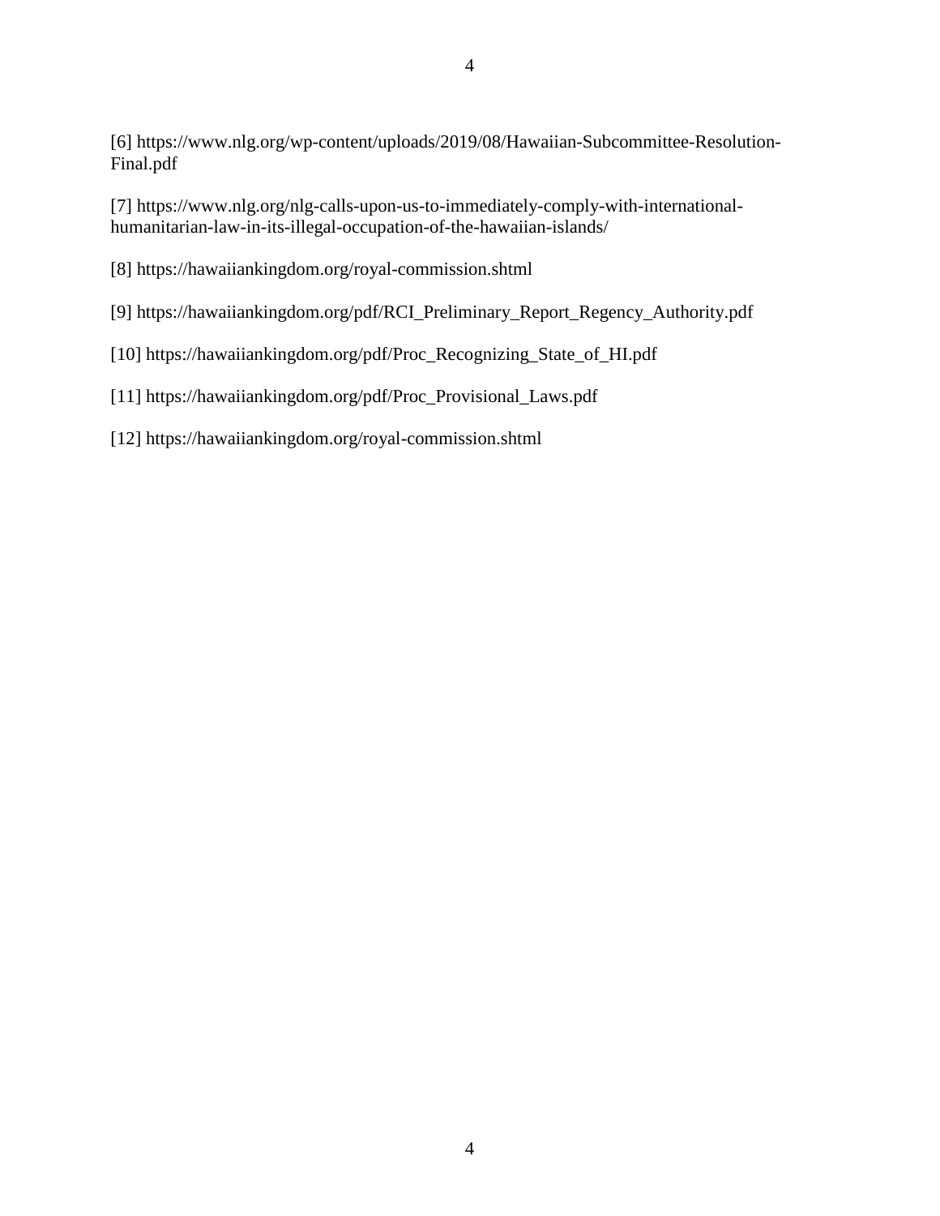[6] https://www.nlg.org/wp-content/uploads/2019/08/Hawaiian-Subcommittee-Resolution-Final.pdf

[7] https://www.nlg.org/nlg-calls-upon-us-to-immediately-comply-with-international-humanitarian-law-in-its-illegal-occupation-of-the-hawaiian-islands/

[8] https://hawaiiankingdom.org/royal-commission.shtml

[9] https://hawaiiankingdom.org/pdf/RCI_Preliminary_Report_Regency_Authority.pdf

[10] https://hawaiiankingdom.org/pdf/Proc_Recognizing_State_of_HI.pdf

[11] https://hawaiiankingdom.org/pdf/Proc_Provisional_Laws.pdf

[12] https://hawaiiankingdom.org/royal-commission.shtml